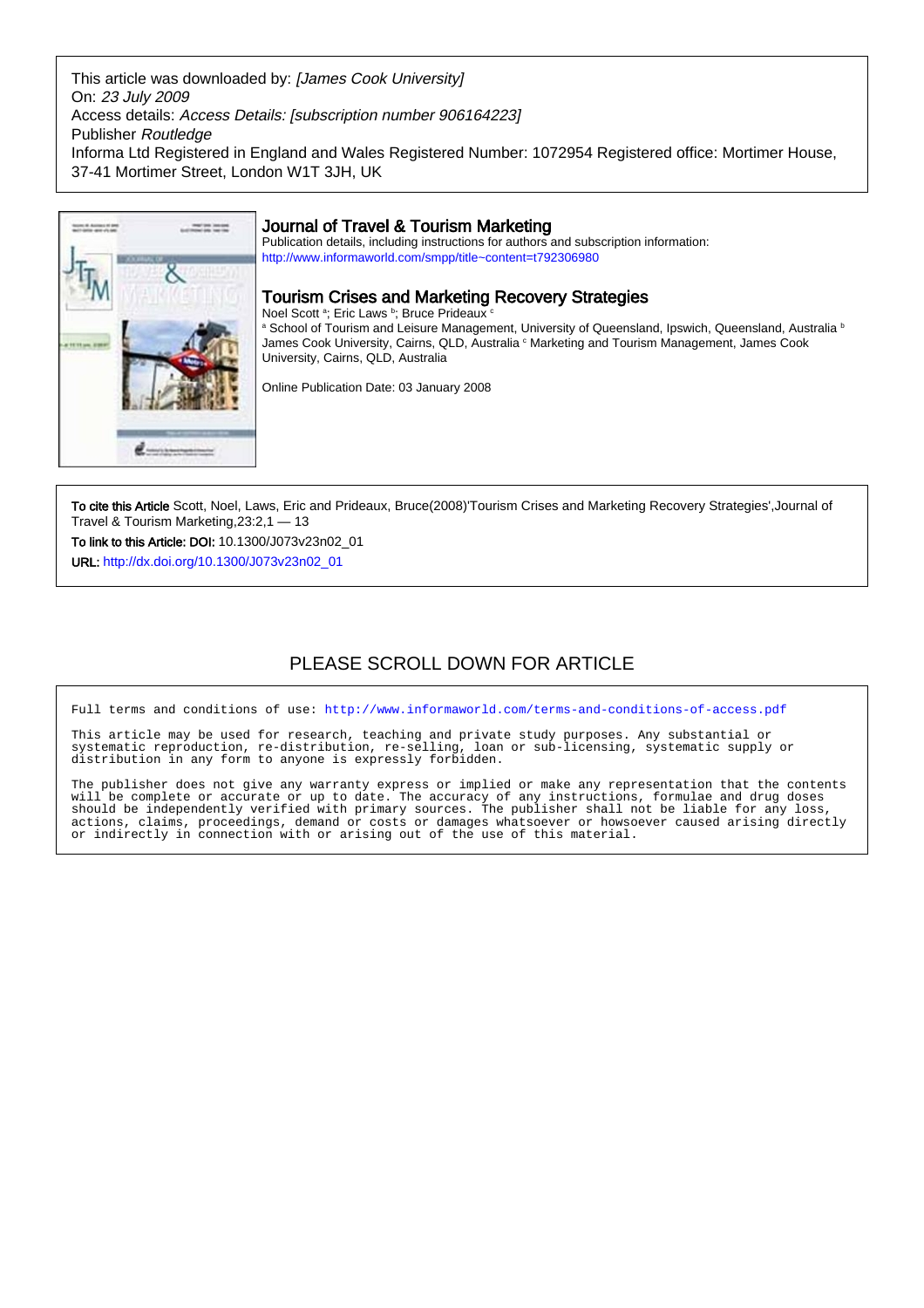This article was downloaded by: *[James Cook University]*
On: *23 July 2009*
Access details: *Access Details: [subscription number 906164223]*
Publisher *Routledge*
Informa Ltd Registered in England and Wales Registered Number: 1072954 Registered office: Mortimer House, 37-41 Mortimer Street, London W1T 3JH, UK

## Journal of Travel & Tourism Marketing

Publication details, including instructions for authors and subscription information:
http://www.informaworld.com/smpp/title~content=t792306980

## Tourism Crises and Marketing Recovery Strategies

Noel Scott [a]; Eric Laws [b]; Bruce Prideaux [c]

[a] School of Tourism and Leisure Management, University of Queensland, Ipswich, Queensland, Australia [b] James Cook University, Cairns, QLD, Australia [c] Marketing and Tourism Management, James Cook University, Cairns, QLD, Australia

Online Publication Date: 03 January 2008

**To cite this Article** Scott, Noel, Laws, Eric and Prideaux, Bruce(2008)'Tourism Crises and Marketing Recovery Strategies',Journal of Travel & Tourism Marketing,23:2,1 — 13

**To link to this Article: DOI:** 10.1300/J073v23n02_01

**URL:** http://dx.doi.org/10.1300/J073v23n02_01

PLEASE SCROLL DOWN FOR ARTICLE

Full terms and conditions of use: http://www.informaworld.com/terms-and-conditions-of-access.pdf

This article may be used for research, teaching and private study purposes. Any substantial or systematic reproduction, re-distribution, re-selling, loan or sub-licensing, systematic supply or distribution in any form to anyone is expressly forbidden.

The publisher does not give any warranty express or implied or make any representation that the contents will be complete or accurate or up to date. The accuracy of any instructions, formulae and drug doses should be independently verified with primary sources. The publisher shall not be liable for any loss, actions, claims, proceedings, demand or costs or damages whatsoever or howsoever caused arising directly or indirectly in connection with or arising out of the use of this material.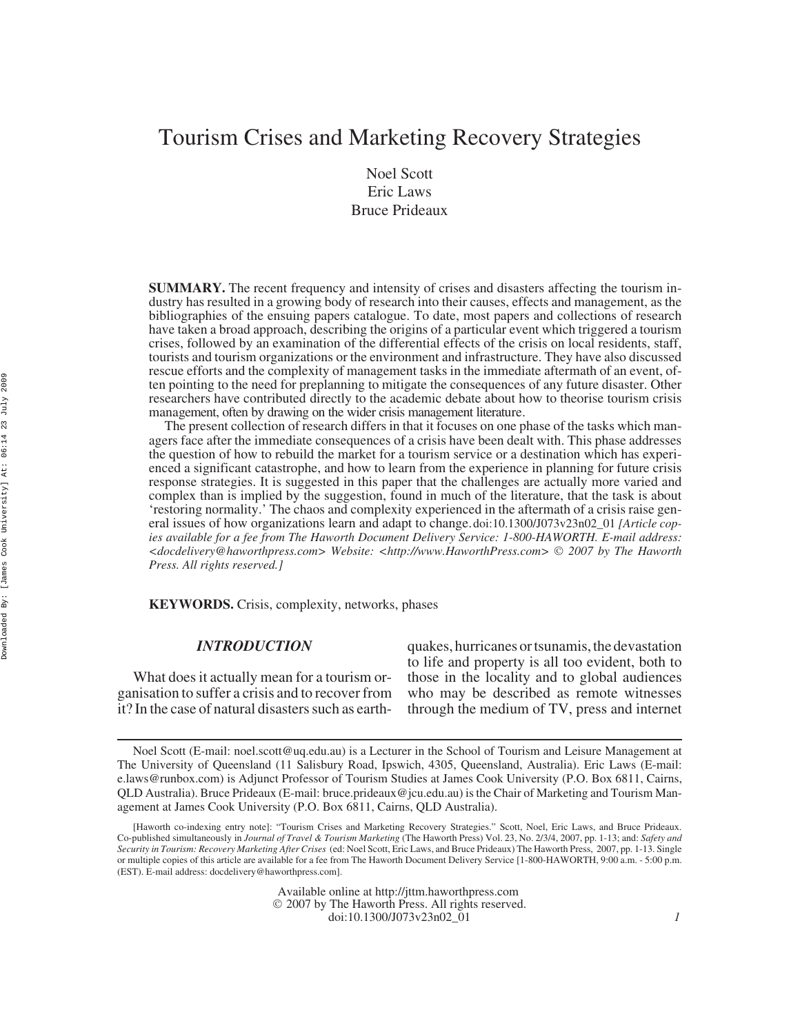# Tourism Crises and Marketing Recovery Strategies

Noel Scott
Eric Laws
Bruce Prideaux

**SUMMARY.** The recent frequency and intensity of crises and disasters affecting the tourism industry has resulted in a growing body of research into their causes, effects and management, as the bibliographies of the ensuing papers catalogue. To date, most papers and collections of research have taken a broad approach, describing the origins of a particular event which triggered a tourism crises, followed by an examination of the differential effects of the crisis on local residents, staff, tourists and tourism organizations or the environment and infrastructure. They have also discussed rescue efforts and the complexity of management tasks in the immediate aftermath of an event, often pointing to the need for preplanning to mitigate the consequences of any future disaster. Other researchers have contributed directly to the academic debate about how to theorise tourism crisis management, often by drawing on the wider crisis management literature.

The present collection of research differs in that it focuses on one phase of the tasks which managers face after the immediate consequences of a crisis have been dealt with. This phase addresses the question of how to rebuild the market for a tourism service or a destination which has experienced a significant catastrophe, and how to learn from the experience in planning for future crisis response strategies. It is suggested in this paper that the challenges are actually more varied and complex than is implied by the suggestion, found in much of the literature, that the task is about 'restoring normality.' The chaos and complexity experienced in the aftermath of a crisis raise general issues of how organizations learn and adapt to change. doi:10.1300/J073v23n02_01 *[Article copies available for a fee from The Haworth Document Delivery Service: 1-800-HAWORTH. E-mail address: <docdelivery@haworthpress.com> Website: <http://www.HaworthPress.com> © 2007 by The Haworth Press. All rights reserved.]*

**KEYWORDS.** Crisis, complexity, networks, phases

## *INTRODUCTION*

What does it actually mean for a tourism organisation to suffer a crisis and to recover from it? In the case of natural disasters such as earthquakes, hurricanes or tsunamis, the devastation to life and property is all too evident, both to those in the locality and to global audiences who may be described as remote witnesses through the medium of TV, press and internet

---

Noel Scott (E-mail: noel.scott@uq.edu.au) is a Lecturer in the School of Tourism and Leisure Management at The University of Queensland (11 Salisbury Road, Ipswich, 4305, Queensland, Australia). Eric Laws (E-mail: e.laws@runbox.com) is Adjunct Professor of Tourism Studies at James Cook University (P.O. Box 6811, Cairns, QLD Australia). Bruce Prideaux (E-mail: bruce.prideaux@jcu.edu.au) is the Chair of Marketing and Tourism Management at James Cook University (P.O. Box 6811, Cairns, QLD Australia).

[Haworth co-indexing entry note]: "Tourism Crises and Marketing Recovery Strategies." Scott, Noel, Eric Laws, and Bruce Prideaux. Co-published simultaneously in *Journal of Travel & Tourism Marketing* (The Haworth Press) Vol. 23, No. 2/3/4, 2007, pp. 1-13; and: *Safety and Security in Tourism: Recovery Marketing After Crises* (ed: Noel Scott, Eric Laws, and Bruce Prideaux) The Haworth Press, 2007, pp. 1-13. Single or multiple copies of this article are available for a fee from The Haworth Document Delivery Service [1-800-HAWORTH, 9:00 a.m. - 5:00 p.m. (EST). E-mail address: docdelivery@haworthpress.com].

Available online at http://jttm.haworthpress.com
© 2007 by The Haworth Press. All rights reserved.
doi:10.1300/J073v23n02_01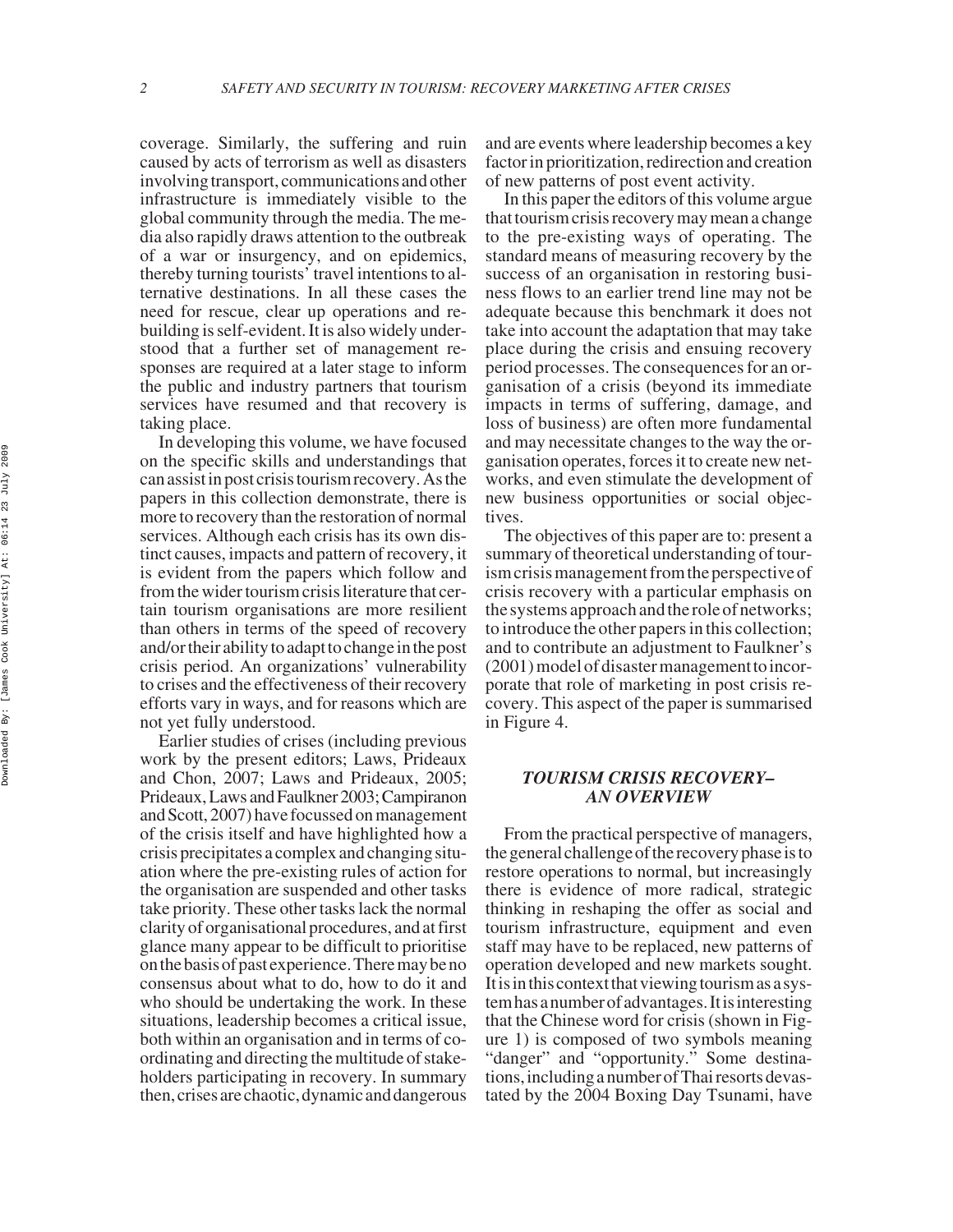coverage. Similarly, the suffering and ruin caused by acts of terrorism as well as disasters involving transport, communications and other infrastructure is immediately visible to the global community through the media. The media also rapidly draws attention to the outbreak of a war or insurgency, and on epidemics, thereby turning tourists' travel intentions to alternative destinations. In all these cases the need for rescue, clear up operations and rebuilding is self-evident. It is also widely understood that a further set of management responses are required at a later stage to inform the public and industry partners that tourism services have resumed and that recovery is taking place.

In developing this volume, we have focused on the specific skills and understandings that can assist in post crisis tourism recovery. As the papers in this collection demonstrate, there is more to recovery than the restoration of normal services. Although each crisis has its own distinct causes, impacts and pattern of recovery, it is evident from the papers which follow and from the wider tourism crisis literature that certain tourism organisations are more resilient than others in terms of the speed of recovery and/or their ability to adapt to change in the post crisis period. An organizations' vulnerability to crises and the effectiveness of their recovery efforts vary in ways, and for reasons which are not yet fully understood.

Earlier studies of crises (including previous work by the present editors; Laws, Prideaux and Chon, 2007; Laws and Prideaux, 2005; Prideaux, Laws and Faulkner 2003; Campiranon and Scott, 2007) have focussed on management of the crisis itself and have highlighted how a crisis precipitates a complex and changing situation where the pre-existing rules of action for the organisation are suspended and other tasks take priority. These other tasks lack the normal clarity of organisational procedures, and at first glance many appear to be difficult to prioritise on the basis of past experience. There may be no consensus about what to do, how to do it and who should be undertaking the work. In these situations, leadership becomes a critical issue, both within an organisation and in terms of coordinating and directing the multitude of stakeholders participating in recovery. In summary then, crises are chaotic, dynamic and dangerous and are events where leadership becomes a key factor in prioritization, redirection and creation of new patterns of post event activity.

In this paper the editors of this volume argue that tourism crisis recovery may mean a change to the pre-existing ways of operating. The standard means of measuring recovery by the success of an organisation in restoring business flows to an earlier trend line may not be adequate because this benchmark it does not take into account the adaptation that may take place during the crisis and ensuing recovery period processes. The consequences for an organisation of a crisis (beyond its immediate impacts in terms of suffering, damage, and loss of business) are often more fundamental and may necessitate changes to the way the organisation operates, forces it to create new networks, and even stimulate the development of new business opportunities or social objectives.

The objectives of this paper are to: present a summary of theoretical understanding of tourism crisis management from the perspective of crisis recovery with a particular emphasis on the systems approach and the role of networks; to introduce the other papers in this collection; and to contribute an adjustment to Faulkner's (2001) model of disaster management to incorporate that role of marketing in post crisis recovery. This aspect of the paper is summarised in Figure 4.

## *TOURISM CRISIS RECOVERY– AN OVERVIEW*

From the practical perspective of managers, the general challenge of the recovery phase is to restore operations to normal, but increasingly there is evidence of more radical, strategic thinking in reshaping the offer as social and tourism infrastructure, equipment and even staff may have to be replaced, new patterns of operation developed and new markets sought. It is in this context that viewing tourism as a system has a number of advantages. It is interesting that the Chinese word for crisis (shown in Figure 1) is composed of two symbols meaning "danger" and "opportunity." Some destinations, including a number of Thai resorts devastated by the 2004 Boxing Day Tsunami, have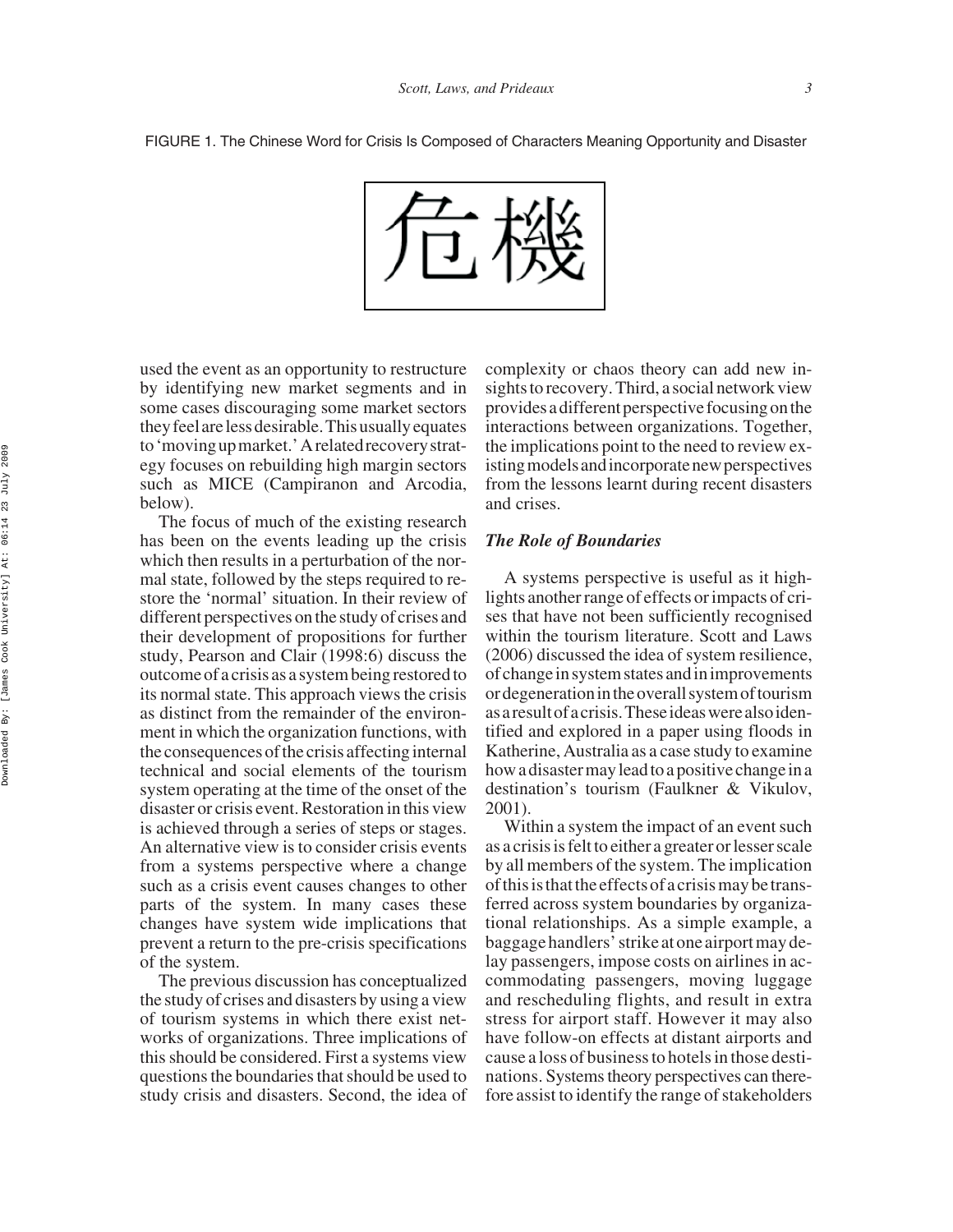FIGURE 1. The Chinese Word for Crisis Is Composed of Characters Meaning Opportunity and Disaster

危機

used the event as an opportunity to restructure by identifying new market segments and in some cases discouraging some market sectors they feel are less desirable. This usually equates to 'moving up market.' A related recovery strategy focuses on rebuilding high margin sectors such as MICE (Campiranon and Arcodia, below).

The focus of much of the existing research has been on the events leading up the crisis which then results in a perturbation of the normal state, followed by the steps required to restore the 'normal' situation. In their review of different perspectives on the study of crises and their development of propositions for further study, Pearson and Clair (1998:6) discuss the outcome of a crisis as a system being restored to its normal state. This approach views the crisis as distinct from the remainder of the environment in which the organization functions, with the consequences of the crisis affecting internal technical and social elements of the tourism system operating at the time of the onset of the disaster or crisis event. Restoration in this view is achieved through a series of steps or stages. An alternative view is to consider crisis events from a systems perspective where a change such as a crisis event causes changes to other parts of the system. In many cases these changes have system wide implications that prevent a return to the pre-crisis specifications of the system.

The previous discussion has conceptualized the study of crises and disasters by using a view of tourism systems in which there exist networks of organizations. Three implications of this should be considered. First a systems view questions the boundaries that should be used to study crisis and disasters. Second, the idea of complexity or chaos theory can add new insights to recovery. Third, a social network view provides a different perspective focusing on the interactions between organizations. Together, the implications point to the need to review existing models and incorporate new perspectives from the lessons learnt during recent disasters and crises.

### *The Role of Boundaries*

A systems perspective is useful as it highlights another range of effects or impacts of crises that have not been sufficiently recognised within the tourism literature. Scott and Laws (2006) discussed the idea of system resilience, of change in system states and in improvements or degeneration in the overall system of tourism as a result of a crisis. These ideas were also identified and explored in a paper using floods in Katherine, Australia as a case study to examine how a disaster may lead to a positive change in a destination's tourism (Faulkner & Vikulov, 2001).

Within a system the impact of an event such as a crisis is felt to either a greater or lesser scale by all members of the system. The implication of this is that the effects of a crisis may be transferred across system boundaries by organizational relationships. As a simple example, a baggage handlers' strike at one airport may delay passengers, impose costs on airlines in accommodating passengers, moving luggage and rescheduling flights, and result in extra stress for airport staff. However it may also have follow-on effects at distant airports and cause a loss of business to hotels in those destinations. Systems theory perspectives can therefore assist to identify the range of stakeholders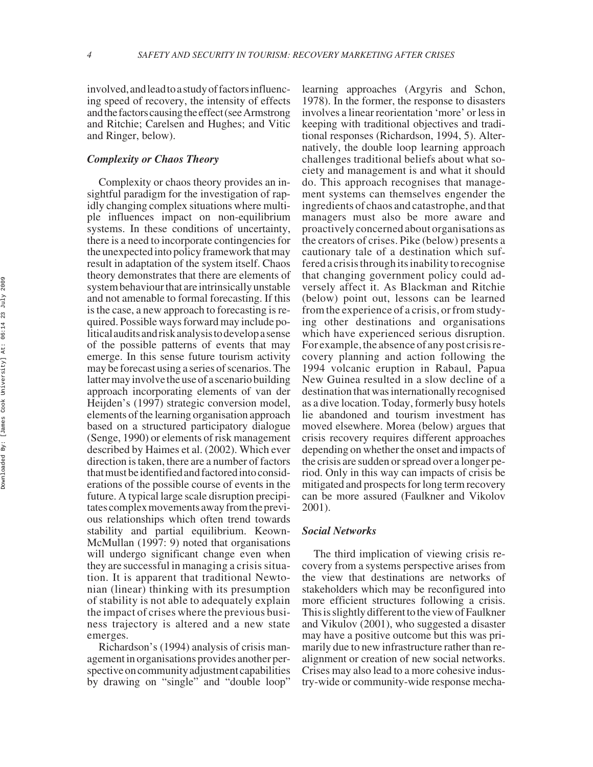involved, and lead to a study of factors influencing speed of recovery, the intensity of effects and the factors causing the effect (see Armstrong and Ritchie; Carelsen and Hughes; and Vitic and Ringer, below).

### *Complexity or Chaos Theory*

Complexity or chaos theory provides an insightful paradigm for the investigation of rapidly changing complex situations where multiple influences impact on non-equilibrium systems. In these conditions of uncertainty, there is a need to incorporate contingencies for the unexpected into policy framework that may result in adaptation of the system itself. Chaos theory demonstrates that there are elements of system behaviour that are intrinsically unstable and not amenable to formal forecasting. If this is the case, a new approach to forecasting is required. Possible ways forward may include political audits and risk analysis to develop a sense of the possible patterns of events that may emerge. In this sense future tourism activity may be forecast using a series of scenarios. The latter may involve the use of a scenario building approach incorporating elements of van der Heijden's (1997) strategic conversion model, elements of the learning organisation approach based on a structured participatory dialogue (Senge, 1990) or elements of risk management described by Haimes et al. (2002). Which ever direction is taken, there are a number of factors that must be identified and factored into considerations of the possible course of events in the future. A typical large scale disruption precipitates complex movements away from the previous relationships which often trend towards stability and partial equilibrium. Keown-McMullan (1997: 9) noted that organisations will undergo significant change even when they are successful in managing a crisis situation. It is apparent that traditional Newtonian (linear) thinking with its presumption of stability is not able to adequately explain the impact of crises where the previous business trajectory is altered and a new state emerges.

Richardson's (1994) analysis of crisis management in organisations provides another perspective on community adjustment capabilities by drawing on "single" and "double loop" learning approaches (Argyris and Schon, 1978). In the former, the response to disasters involves a linear reorientation 'more' or less in keeping with traditional objectives and traditional responses (Richardson, 1994, 5). Alternatively, the double loop learning approach challenges traditional beliefs about what society and management is and what it should do. This approach recognises that management systems can themselves engender the ingredients of chaos and catastrophe, and that managers must also be more aware and proactively concerned about organisations as the creators of crises. Pike (below) presents a cautionary tale of a destination which suffered a crisis through its inability to recognise that changing government policy could adversely affect it. As Blackman and Ritchie (below) point out, lessons can be learned from the experience of a crisis, or from studying other destinations and organisations which have experienced serious disruption. For example, the absence of any post crisis recovery planning and action following the 1994 volcanic eruption in Rabaul, Papua New Guinea resulted in a slow decline of a destination that was internationally recognised as a dive location. Today, formerly busy hotels lie abandoned and tourism investment has moved elsewhere. Morea (below) argues that crisis recovery requires different approaches depending on whether the onset and impacts of the crisis are sudden or spread over a longer period. Only in this way can impacts of crisis be mitigated and prospects for long term recovery can be more assured (Faulkner and Vikolov 2001).

### *Social Networks*

The third implication of viewing crisis recovery from a systems perspective arises from the view that destinations are networks of stakeholders which may be reconfigured into more efficient structures following a crisis. This is slightly different to the view of Faulkner and Vikulov (2001), who suggested a disaster may have a positive outcome but this was primarily due to new infrastructure rather than realignment or creation of new social networks. Crises may also lead to a more cohesive industry-wide or community-wide response mecha-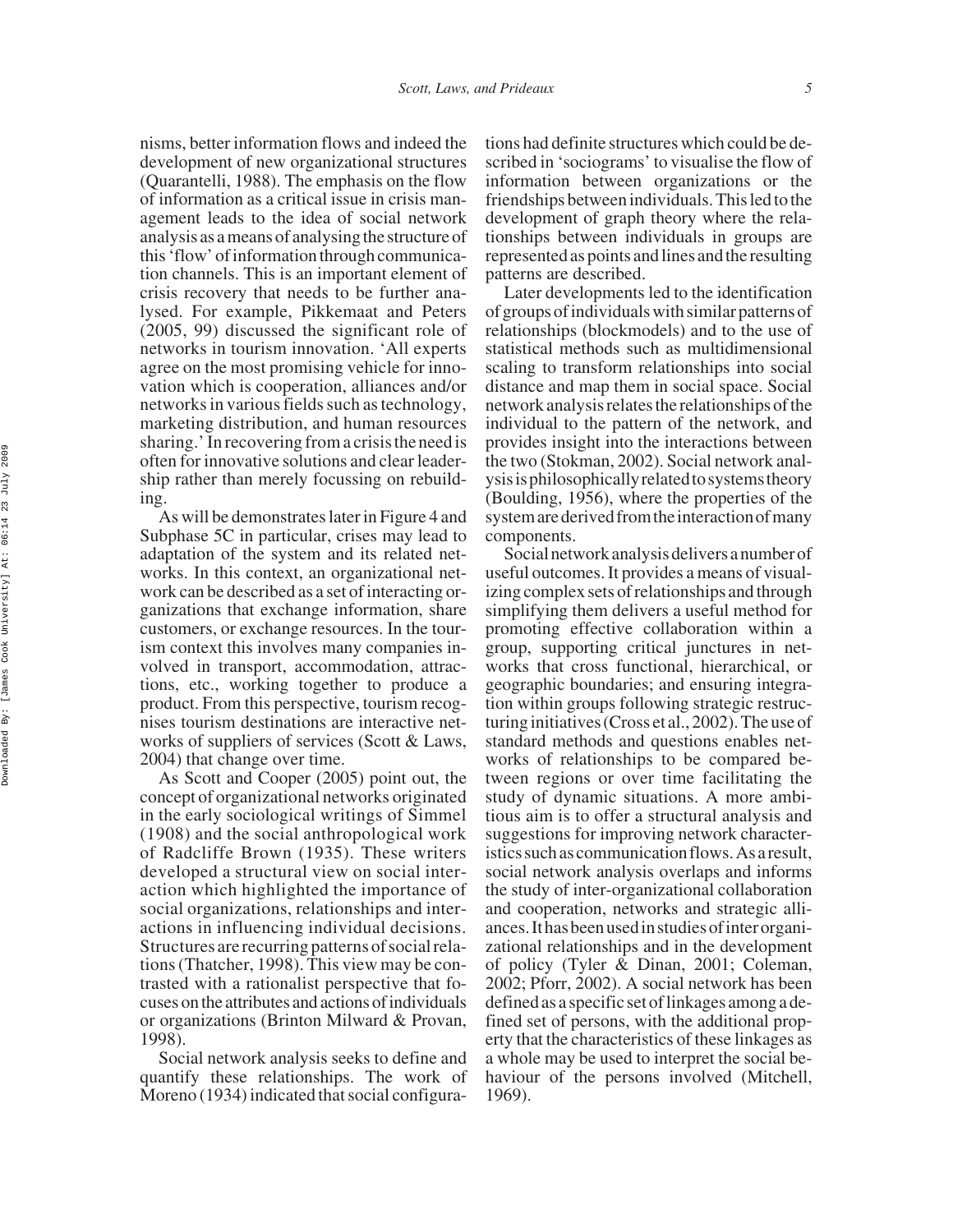nisms, better information flows and indeed the development of new organizational structures (Quarantelli, 1988). The emphasis on the flow of information as a critical issue in crisis management leads to the idea of social network analysis as a means of analysing the structure of this 'flow' of information through communication channels. This is an important element of crisis recovery that needs to be further analysed. For example, Pikkemaat and Peters (2005, 99) discussed the significant role of networks in tourism innovation. 'All experts agree on the most promising vehicle for innovation which is cooperation, alliances and/or networks in various fields such as technology, marketing distribution, and human resources sharing.' In recovering from a crisis the need is often for innovative solutions and clear leadership rather than merely focussing on rebuilding.

As will be demonstrates later in Figure 4 and Subphase 5C in particular, crises may lead to adaptation of the system and its related networks. In this context, an organizational network can be described as a set of interacting organizations that exchange information, share customers, or exchange resources. In the tourism context this involves many companies involved in transport, accommodation, attractions, etc., working together to produce a product. From this perspective, tourism recognises tourism destinations are interactive networks of suppliers of services (Scott & Laws, 2004) that change over time.

As Scott and Cooper (2005) point out, the concept of organizational networks originated in the early sociological writings of Simmel (1908) and the social anthropological work of Radcliffe Brown (1935). These writers developed a structural view on social interaction which highlighted the importance of social organizations, relationships and interactions in influencing individual decisions. Structures are recurring patterns of social relations (Thatcher, 1998). This view may be contrasted with a rationalist perspective that focuses on the attributes and actions of individuals or organizations (Brinton Milward & Provan, 1998).

Social network analysis seeks to define and quantify these relationships. The work of Moreno (1934) indicated that social configurations had definite structures which could be described in 'sociograms' to visualise the flow of information between organizations or the friendships between individuals. This led to the development of graph theory where the relationships between individuals in groups are represented as points and lines and the resulting patterns are described.

Later developments led to the identification of groups of individuals with similar patterns of relationships (blockmodels) and to the use of statistical methods such as multidimensional scaling to transform relationships into social distance and map them in social space. Social network analysis relates the relationships of the individual to the pattern of the network, and provides insight into the interactions between the two (Stokman, 2002). Social network analysis is philosophically related to systems theory (Boulding, 1956), where the properties of the system are derived from the interaction of many components.

Social network analysis delivers a number of useful outcomes. It provides a means of visualizing complex sets of relationships and through simplifying them delivers a useful method for promoting effective collaboration within a group, supporting critical junctures in networks that cross functional, hierarchical, or geographic boundaries; and ensuring integration within groups following strategic restructuring initiatives (Cross et al., 2002). The use of standard methods and questions enables networks of relationships to be compared between regions or over time facilitating the study of dynamic situations. A more ambitious aim is to offer a structural analysis and suggestions for improving network characteristics such as communication flows. As a result, social network analysis overlaps and informs the study of inter-organizational collaboration and cooperation, networks and strategic alliances. It has been used in studies of inter organizational relationships and in the development of policy (Tyler & Dinan, 2001; Coleman, 2002; Pforr, 2002). A social network has been defined as a specific set of linkages among a defined set of persons, with the additional property that the characteristics of these linkages as a whole may be used to interpret the social behaviour of the persons involved (Mitchell, 1969).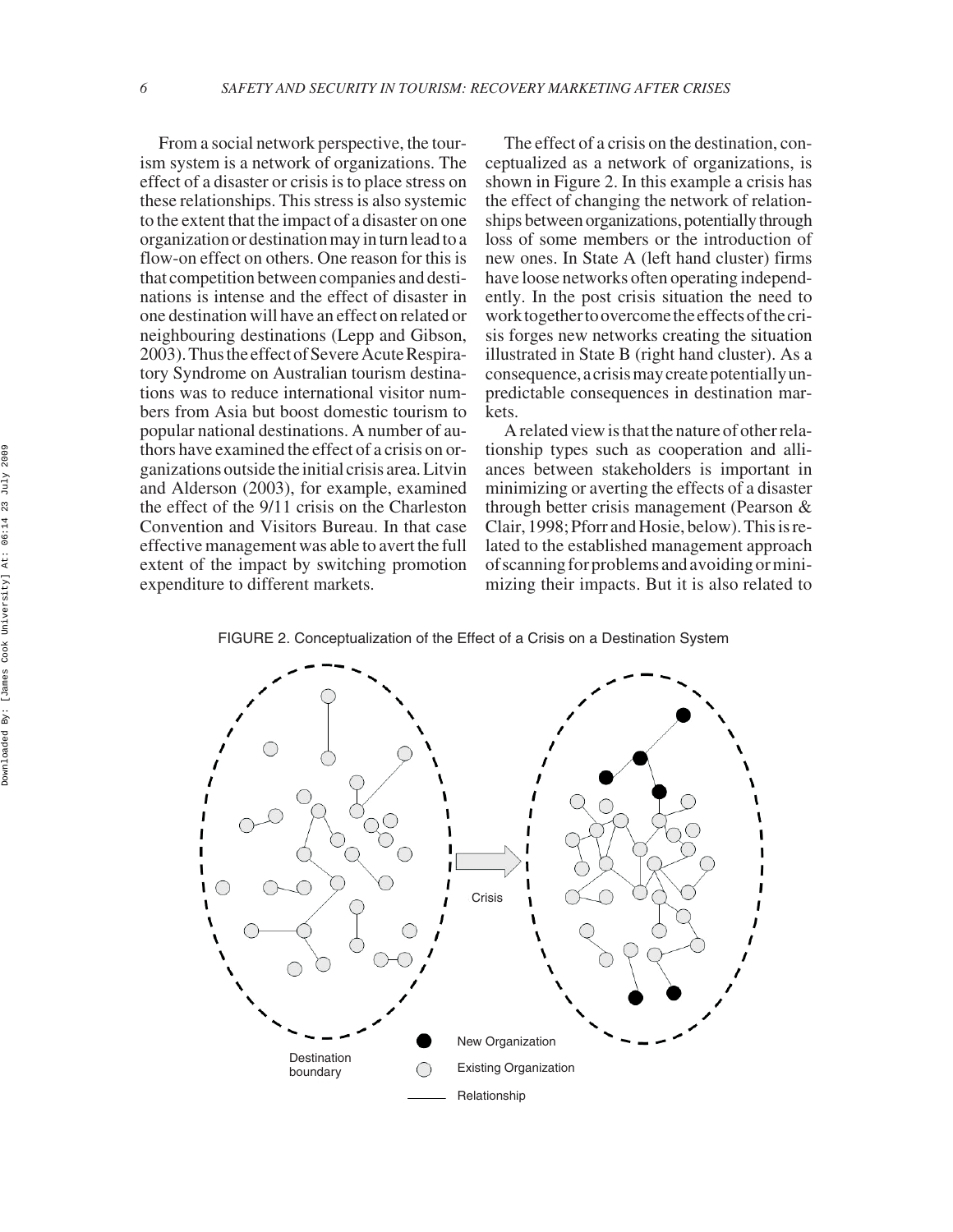From a social network perspective, the tourism system is a network of organizations. The effect of a disaster or crisis is to place stress on these relationships. This stress is also systemic to the extent that the impact of a disaster on one organization or destination may in turn lead to a flow-on effect on others. One reason for this is that competition between companies and destinations is intense and the effect of disaster in one destination will have an effect on related or neighbouring destinations (Lepp and Gibson, 2003). Thus the effect of Severe Acute Respiratory Syndrome on Australian tourism destinations was to reduce international visitor numbers from Asia but boost domestic tourism to popular national destinations. A number of authors have examined the effect of a crisis on organizations outside the initial crisis area. Litvin and Alderson (2003), for example, examined the effect of the 9/11 crisis on the Charleston Convention and Visitors Bureau. In that case effective management was able to avert the full extent of the impact by switching promotion expenditure to different markets.

The effect of a crisis on the destination, conceptualized as a network of organizations, is shown in Figure 2. In this example a crisis has the effect of changing the network of relationships between organizations, potentially through loss of some members or the introduction of new ones. In State A (left hand cluster) firms have loose networks often operating independently. In the post crisis situation the need to work together to overcome the effects of the crisis forges new networks creating the situation illustrated in State B (right hand cluster). As a consequence, a crisis may create potentially unpredictable consequences in destination markets.

A related view is that the nature of other relationship types such as cooperation and alliances between stakeholders is important in minimizing or averting the effects of a disaster through better crisis management (Pearson & Clair, 1998; Pforr and Hosie, below). This is related to the established management approach of scanning for problems and avoiding or minimizing their impacts. But it is also related to

FIGURE 2. Conceptualization of the Effect of a Crisis on a Destination System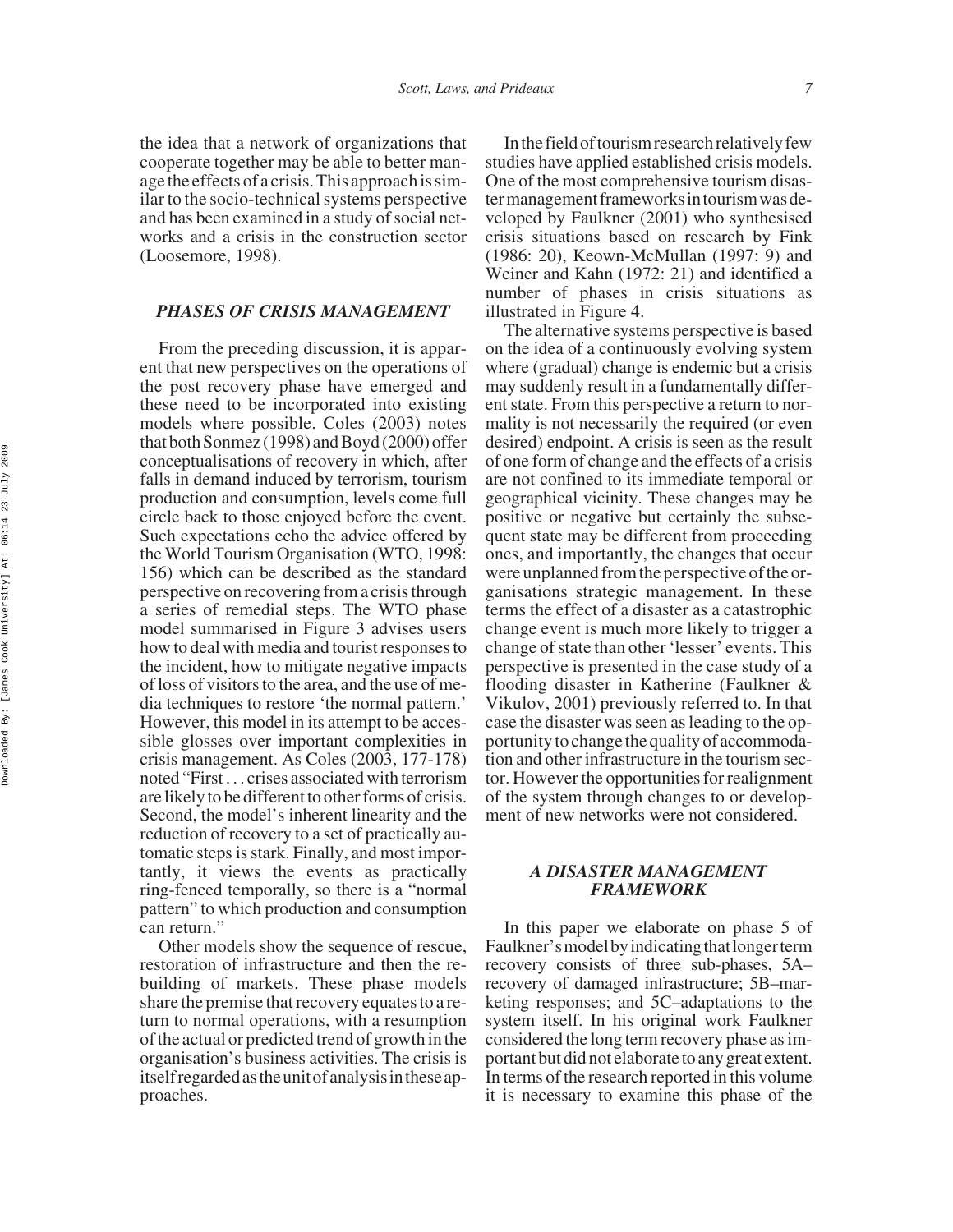the idea that a network of organizations that cooperate together may be able to better manage the effects of a crisis. This approach is similar to the socio-technical systems perspective and has been examined in a study of social networks and a crisis in the construction sector (Loosemore, 1998).

## PHASES OF CRISIS MANAGEMENT

From the preceding discussion, it is apparent that new perspectives on the operations of the post recovery phase have emerged and these need to be incorporated into existing models where possible. Coles (2003) notes that both Sonmez (1998) and Boyd (2000) offer conceptualisations of recovery in which, after falls in demand induced by terrorism, tourism production and consumption, levels come full circle back to those enjoyed before the event. Such expectations echo the advice offered by the World Tourism Organisation (WTO, 1998: 156) which can be described as the standard perspective on recovering from a crisis through a series of remedial steps. The WTO phase model summarised in Figure 3 advises users how to deal with media and tourist responses to the incident, how to mitigate negative impacts of loss of visitors to the area, and the use of media techniques to restore 'the normal pattern.' However, this model in its attempt to be accessible glosses over important complexities in crisis management. As Coles (2003, 177-178) noted "First . . . crises associated with terrorism are likely to be different to other forms of crisis. Second, the model's inherent linearity and the reduction of recovery to a set of practically automatic steps is stark. Finally, and most importantly, it views the events as practically ring-fenced temporally, so there is a "normal pattern" to which production and consumption can return."

Other models show the sequence of rescue, restoration of infrastructure and then the rebuilding of markets. These phase models share the premise that recovery equates to a return to normal operations, with a resumption of the actual or predicted trend of growth in the organisation's business activities. The crisis is itself regarded as the unit of analysis in these approaches.

In the field of tourism research relatively few studies have applied established crisis models. One of the most comprehensive tourism disaster management frameworks in tourism was developed by Faulkner (2001) who synthesised crisis situations based on research by Fink (1986: 20), Keown-McMullan (1997: 9) and Weiner and Kahn (1972: 21) and identified a number of phases in crisis situations as illustrated in Figure 4.

The alternative systems perspective is based on the idea of a continuously evolving system where (gradual) change is endemic but a crisis may suddenly result in a fundamentally different state. From this perspective a return to normality is not necessarily the required (or even desired) endpoint. A crisis is seen as the result of one form of change and the effects of a crisis are not confined to its immediate temporal or geographical vicinity. These changes may be positive or negative but certainly the subsequent state may be different from proceeding ones, and importantly, the changes that occur were unplanned from the perspective of the organisations strategic management. In these terms the effect of a disaster as a catastrophic change event is much more likely to trigger a change of state than other 'lesser' events. This perspective is presented in the case study of a flooding disaster in Katherine (Faulkner & Vikulov, 2001) previously referred to. In that case the disaster was seen as leading to the opportunity to change the quality of accommodation and other infrastructure in the tourism sector. However the opportunities for realignment of the system through changes to or development of new networks were not considered.

## A DISASTER MANAGEMENT FRAMEWORK

In this paper we elaborate on phase 5 of Faulkner's model by indicating that longer term recovery consists of three sub-phases, 5A–recovery of damaged infrastructure; 5B–marketing responses; and 5C–adaptations to the system itself. In his original work Faulkner considered the long term recovery phase as important but did not elaborate to any great extent. In terms of the research reported in this volume it is necessary to examine this phase of the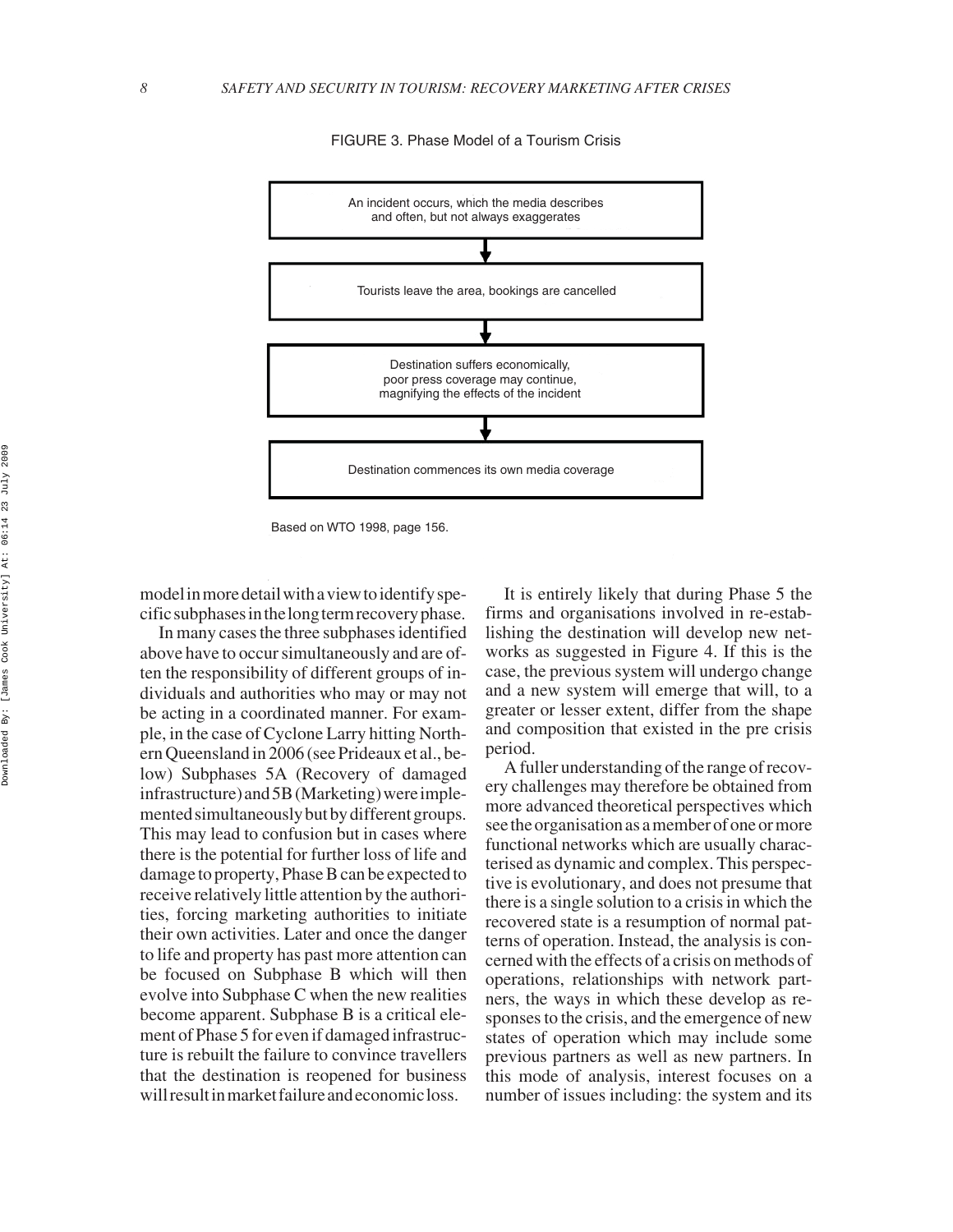FIGURE 3. Phase Model of a Tourism Crisis

An incident occurs, which the media describes and often, but not always exaggerates

↓

Tourists leave the area, bookings are cancelled

↓

Destination suffers economically, poor press coverage may continue, magnifying the effects of the incident

↓

Destination commences its own media coverage

Based on WTO 1998, page 156.

model in more detail with a view to identify specific subphases in the long term recovery phase.

In many cases the three subphases identified above have to occur simultaneously and are often the responsibility of different groups of individuals and authorities who may or may not be acting in a coordinated manner. For example, in the case of Cyclone Larry hitting Northern Queensland in 2006 (see Prideaux et al., below) Subphases 5A (Recovery of damaged infrastructure) and 5B (Marketing) were implemented simultaneously but by different groups. This may lead to confusion but in cases where there is the potential for further loss of life and damage to property, Phase B can be expected to receive relatively little attention by the authorities, forcing marketing authorities to initiate their own activities. Later and once the danger to life and property has past more attention can be focused on Subphase B which will then evolve into Subphase C when the new realities become apparent. Subphase B is a critical element of Phase 5 for even if damaged infrastructure is rebuilt the failure to convince travellers that the destination is reopened for business will result in market failure and economic loss.

It is entirely likely that during Phase 5 the firms and organisations involved in re-establishing the destination will develop new networks as suggested in Figure 4. If this is the case, the previous system will undergo change and a new system will emerge that will, to a greater or lesser extent, differ from the shape and composition that existed in the pre crisis period.

A fuller understanding of the range of recovery challenges may therefore be obtained from more advanced theoretical perspectives which see the organisation as a member of one or more functional networks which are usually characterised as dynamic and complex. This perspective is evolutionary, and does not presume that there is a single solution to a crisis in which the recovered state is a resumption of normal patterns of operation. Instead, the analysis is concerned with the effects of a crisis on methods of operations, relationships with network partners, the ways in which these develop as responses to the crisis, and the emergence of new states of operation which may include some previous partners as well as new partners. In this mode of analysis, interest focuses on a number of issues including: the system and its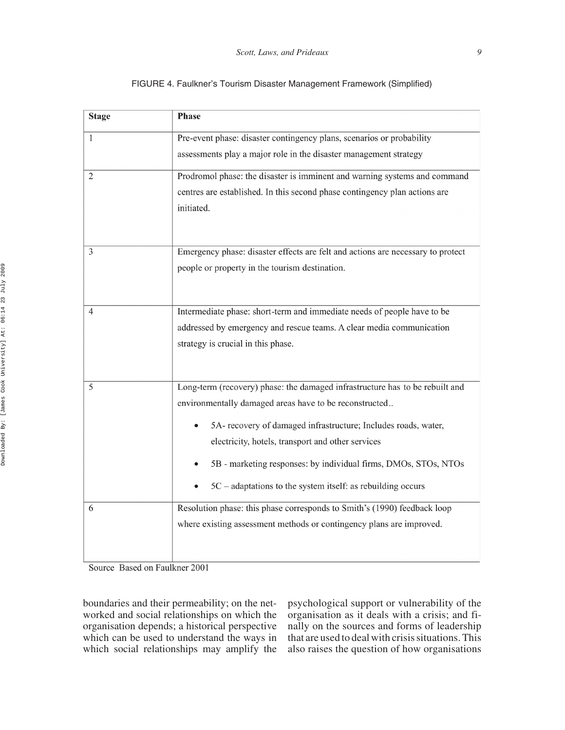FIGURE 4. Faulkner's Tourism Disaster Management Framework (Simplified)

| Stage | Phase |
| --- | --- |
| 1 | Pre-event phase: disaster contingency plans, scenarios or probability assessments play a major role in the disaster management strategy |
| 2 | Prodromol phase: the disaster is imminent and warning systems and command centres are established. In this second phase contingency plan actions are initiated. |
| 3 | Emergency phase: disaster effects are felt and actions are necessary to protect people or property in the tourism destination. |
| 4 | Intermediate phase: short-term and immediate needs of people have to be addressed by emergency and rescue teams. A clear media communication strategy is crucial in this phase. |
| 5 | Long-term (recovery) phase: the damaged infrastructure has to be rebuilt and environmentally damaged areas have to be reconstructed.. <br>• 5A- recovery of damaged infrastructure; Includes roads, water, electricity, hotels, transport and other services <br>• 5B - marketing responses: by individual firms, DMOs, STOs, NTOs <br>• 5C – adaptations to the system itself: as rebuilding occurs |
| 6 | Resolution phase: this phase corresponds to Smith's (1990) feedback loop where existing assessment methods or contingency plans are improved. |

Source Based on Faulkner 2001

boundaries and their permeability; on the networked and social relationships on which the organisation depends; a historical perspective which can be used to understand the ways in which social relationships may amplify the psychological support or vulnerability of the organisation as it deals with a crisis; and finally on the sources and forms of leadership that are used to deal with crisis situations. This also raises the question of how organisations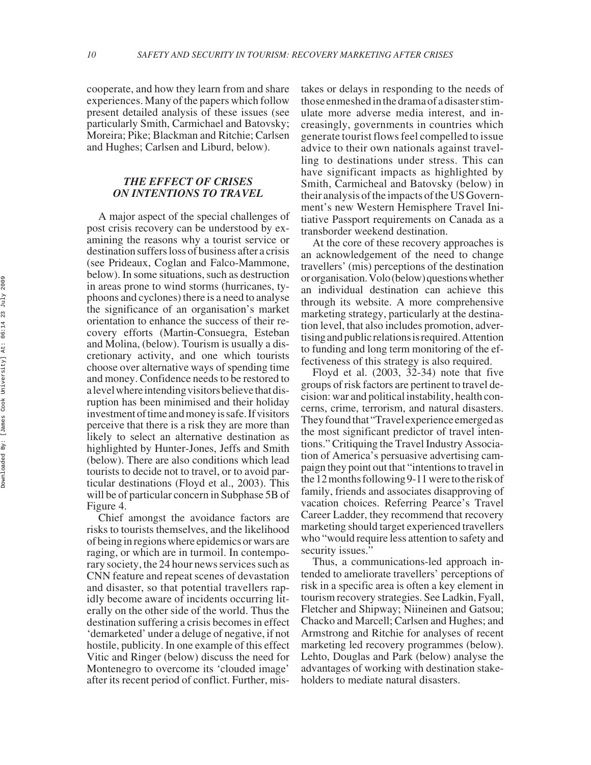cooperate, and how they learn from and share experiences. Many of the papers which follow present detailed analysis of these issues (see particularly Smith, Carmichael and Batovsky; Moreira; Pike; Blackman and Ritchie; Carlsen and Hughes; Carlsen and Liburd, below).

## *THE EFFECT OF CRISES ON INTENTIONS TO TRAVEL*

A major aspect of the special challenges of post crisis recovery can be understood by examining the reasons why a tourist service or destination suffers loss of business after a crisis (see Prideaux, Coglan and Falco-Mammone, below). In some situations, such as destruction in areas prone to wind storms (hurricanes, typhoons and cyclones) there is a need to analyse the significance of an organisation's market orientation to enhance the success of their recovery efforts (Martin-Consuegra, Esteban and Molina, (below). Tourism is usually a discretionary activity, and one which tourists choose over alternative ways of spending time and money. Confidence needs to be restored to a level where intending visitors believe that disruption has been minimised and their holiday investment of time and money is safe. If visitors perceive that there is a risk they are more than likely to select an alternative destination as highlighted by Hunter-Jones, Jeffs and Smith (below). There are also conditions which lead tourists to decide not to travel, or to avoid particular destinations (Floyd et al., 2003). This will be of particular concern in Subphase 5B of Figure 4.

Chief amongst the avoidance factors are risks to tourists themselves, and the likelihood of being in regions where epidemics or wars are raging, or which are in turmoil. In contemporary society, the 24 hour news services such as CNN feature and repeat scenes of devastation and disaster, so that potential travellers rapidly become aware of incidents occurring literally on the other side of the world. Thus the destination suffering a crisis becomes in effect 'demarketed' under a deluge of negative, if not hostile, publicity. In one example of this effect Vitic and Ringer (below) discuss the need for Montenegro to overcome its 'clouded image' after its recent period of conflict. Further, mistakes or delays in responding to the needs of those enmeshed in the drama of a disaster stimulate more adverse media interest, and increasingly, governments in countries which generate tourist flows feel compelled to issue advice to their own nationals against travelling to destinations under stress. This can have significant impacts as highlighted by Smith, Carmicheal and Batovsky (below) in their analysis of the impacts of the US Government's new Western Hemisphere Travel Initiative Passport requirements on Canada as a transborder weekend destination.

At the core of these recovery approaches is an acknowledgement of the need to change travellers' (mis) perceptions of the destination or organisation. Volo (below) questions whether an individual destination can achieve this through its website. A more comprehensive marketing strategy, particularly at the destination level, that also includes promotion, advertising and public relations is required. Attention to funding and long term monitoring of the effectiveness of this strategy is also required.

Floyd et al. (2003, 32-34) note that five groups of risk factors are pertinent to travel decision: war and political instability, health concerns, crime, terrorism, and natural disasters. They found that "Travel experience emerged as the most significant predictor of travel intentions." Critiquing the Travel Industry Association of America's persuasive advertising campaign they point out that "intentions to travel in the 12 months following 9-11 were to the risk of family, friends and associates disapproving of vacation choices. Referring Pearce's Travel Career Ladder, they recommend that recovery marketing should target experienced travellers who "would require less attention to safety and security issues."

Thus, a communications-led approach intended to ameliorate travellers' perceptions of risk in a specific area is often a key element in tourism recovery strategies. See Ladkin, Fyall, Fletcher and Shipway; Niineinen and Gatsou; Chacko and Marcell; Carlsen and Hughes; and Armstrong and Ritchie for analyses of recent marketing led recovery programmes (below). Lehto, Douglas and Park (below) analyse the advantages of working with destination stakeholders to mediate natural disasters.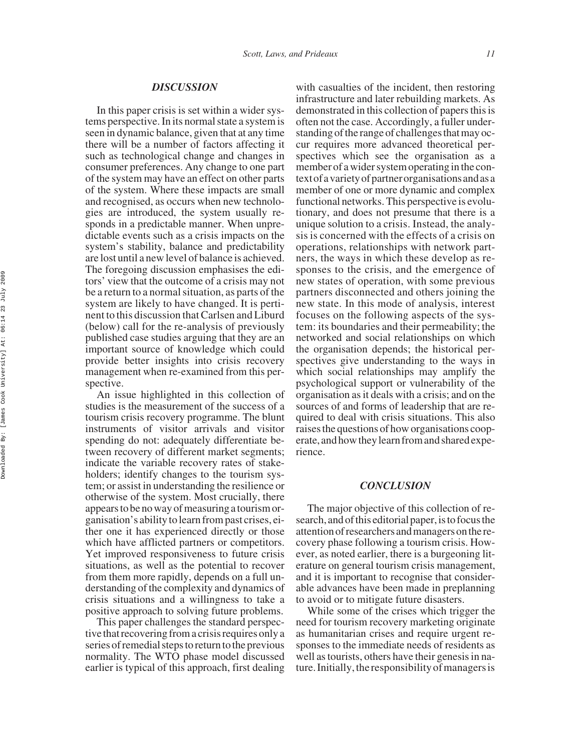## *DISCUSSION*

In this paper crisis is set within a wider systems perspective. In its normal state a system is seen in dynamic balance, given that at any time there will be a number of factors affecting it such as technological change and changes in consumer preferences. Any change to one part of the system may have an effect on other parts of the system. Where these impacts are small and recognised, as occurs when new technologies are introduced, the system usually responds in a predictable manner. When unpredictable events such as a crisis impacts on the system's stability, balance and predictability are lost until a new level of balance is achieved. The foregoing discussion emphasises the editors' view that the outcome of a crisis may not be a return to a normal situation, as parts of the system are likely to have changed. It is pertinent to this discussion that Carlsen and Liburd (below) call for the re-analysis of previously published case studies arguing that they are an important source of knowledge which could provide better insights into crisis recovery management when re-examined from this perspective.

An issue highlighted in this collection of studies is the measurement of the success of a tourism crisis recovery programme. The blunt instruments of visitor arrivals and visitor spending do not: adequately differentiate between recovery of different market segments; indicate the variable recovery rates of stakeholders; identify changes to the tourism system; or assist in understanding the resilience or otherwise of the system. Most crucially, there appears to be no way of measuring a tourism organisation's ability to learn from past crises, either one it has experienced directly or those which have afflicted partners or competitors. Yet improved responsiveness to future crisis situations, as well as the potential to recover from them more rapidly, depends on a full understanding of the complexity and dynamics of crisis situations and a willingness to take a positive approach to solving future problems.

This paper challenges the standard perspective that recovering from a crisis requires only a series of remedial steps to return to the previous normality. The WTO phase model discussed earlier is typical of this approach, first dealing with casualties of the incident, then restoring infrastructure and later rebuilding markets. As demonstrated in this collection of papers this is often not the case. Accordingly, a fuller understanding of the range of challenges that may occur requires more advanced theoretical perspectives which see the organisation as a member of a wider system operating in the context of a variety of partner organisations and as a member of one or more dynamic and complex functional networks. This perspective is evolutionary, and does not presume that there is a unique solution to a crisis. Instead, the analysis is concerned with the effects of a crisis on operations, relationships with network partners, the ways in which these develop as responses to the crisis, and the emergence of new states of operation, with some previous partners disconnected and others joining the new state. In this mode of analysis, interest focuses on the following aspects of the system: its boundaries and their permeability; the networked and social relationships on which the organisation depends; the historical perspectives give understanding to the ways in which social relationships may amplify the psychological support or vulnerability of the organisation as it deals with a crisis; and on the sources of and forms of leadership that are required to deal with crisis situations. This also raises the questions of how organisations cooperate, and how they learn from and shared experience.

## *CONCLUSION*

The major objective of this collection of research, and of this editorial paper, is to focus the attention of researchers and managers on the recovery phase following a tourism crisis. However, as noted earlier, there is a burgeoning literature on general tourism crisis management, and it is important to recognise that considerable advances have been made in preplanning to avoid or to mitigate future disasters.

While some of the crises which trigger the need for tourism recovery marketing originate as humanitarian crises and require urgent responses to the immediate needs of residents as well as tourists, others have their genesis in nature. Initially, the responsibility of managers is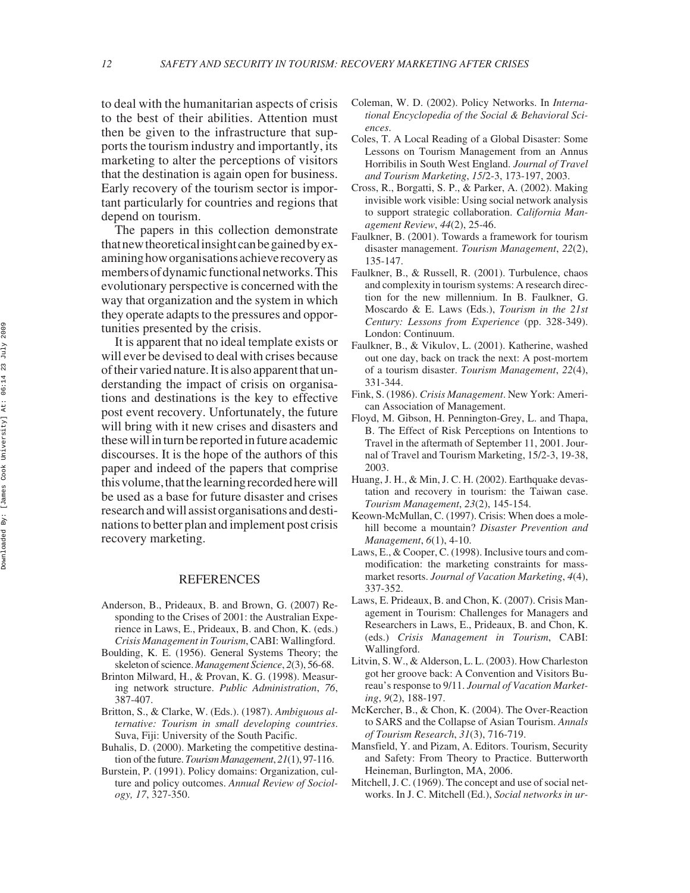to deal with the humanitarian aspects of crisis to the best of their abilities. Attention must then be given to the infrastructure that supports the tourism industry and importantly, its marketing to alter the perceptions of visitors that the destination is again open for business. Early recovery of the tourism sector is important particularly for countries and regions that depend on tourism.

The papers in this collection demonstrate that new theoretical insight can be gained by examining how organisations achieve recovery as members of dynamic functional networks. This evolutionary perspective is concerned with the way that organization and the system in which they operate adapts to the pressures and opportunities presented by the crisis.

It is apparent that no ideal template exists or will ever be devised to deal with crises because of their varied nature. It is also apparent that understanding the impact of crisis on organisations and destinations is the key to effective post event recovery. Unfortunately, the future will bring with it new crises and disasters and these will in turn be reported in future academic discourses. It is the hope of the authors of this paper and indeed of the papers that comprise this volume, that the learning recorded here will be used as a base for future disaster and crises research and will assist organisations and destinations to better plan and implement post crisis recovery marketing.

## REFERENCES

Anderson, B., Prideaux, B. and Brown, G. (2007) Responding to the Crises of 2001: the Australian Experience in Laws, E., Prideaux, B. and Chon, K. (eds.) *Crisis Management in Tourism*, CABI: Wallingford.

Boulding, K. E. (1956). General Systems Theory; the skeleton of science. *Management Science*, *2*(3), 56-68.

Brinton Milward, H., & Provan, K. G. (1998). Measuring network structure. *Public Administration*, *76*, 387-407.

Britton, S., & Clarke, W. (Eds.). (1987). *Ambiguous alternative: Tourism in small developing countries*. Suva, Fiji: University of the South Pacific.

Buhalis, D. (2000). Marketing the competitive destination of the future. *Tourism Management*, *21*(1), 97-116.

Burstein, P. (1991). Policy domains: Organization, culture and policy outcomes. *Annual Review of Sociology, 17*, 327-350.

Coleman, W. D. (2002). Policy Networks. In *International Encyclopedia of the Social & Behavioral Sciences*.

Coles, T. A Local Reading of a Global Disaster: Some Lessons on Tourism Management from an Annus Horribilis in South West England. *Journal of Travel and Tourism Marketing*, *15*/2-3, 173-197, 2003.

Cross, R., Borgatti, S. P., & Parker, A. (2002). Making invisible work visible: Using social network analysis to support strategic collaboration. *California Management Review*, *44*(2), 25-46.

Faulkner, B. (2001). Towards a framework for tourism disaster management. *Tourism Management*, *22*(2), 135-147.

Faulkner, B., & Russell, R. (2001). Turbulence, chaos and complexity in tourism systems: A research direction for the new millennium. In B. Faulkner, G. Moscardo & E. Laws (Eds.), *Tourism in the 21st Century: Lessons from Experience* (pp. 328-349). London: Continuum.

Faulkner, B., & Vikulov, L. (2001). Katherine, washed out one day, back on track the next: A post-mortem of a tourism disaster. *Tourism Management*, *22*(4), 331-344.

Fink, S. (1986). *Crisis Management*. New York: American Association of Management.

Floyd, M. Gibson, H. Pennington-Grey, L. and Thapa, B. The Effect of Risk Perceptions on Intentions to Travel in the aftermath of September 11, 2001. Journal of Travel and Tourism Marketing, 15/2-3, 19-38, 2003.

Huang, J. H., & Min, J. C. H. (2002). Earthquake devastation and recovery in tourism: the Taiwan case. *Tourism Management*, *23*(2), 145-154.

Keown-McMullan, C. (1997). Crisis: When does a molehill become a mountain? *Disaster Prevention and Management*, *6*(1), 4-10.

Laws, E., & Cooper, C. (1998). Inclusive tours and commodification: the marketing constraints for mass-market resorts. *Journal of Vacation Marketing*, *4*(4), 337-352.

Laws, E. Prideaux, B. and Chon, K. (2007). Crisis Management in Tourism: Challenges for Managers and Researchers in Laws, E., Prideaux, B. and Chon, K. (eds.) *Crisis Management in Tourism*, CABI: Wallingford.

Litvin, S. W., & Alderson, L. L. (2003). How Charleston got her groove back: A Convention and Visitors Bureau's response to 9/11. *Journal of Vacation Marketing*, *9*(2), 188-197.

McKercher, B., & Chon, K. (2004). The Over-Reaction to SARS and the Collapse of Asian Tourism. *Annals of Tourism Research*, *31*(3), 716-719.

Mansfield, Y. and Pizam, A. Editors. Tourism, Security and Safety: From Theory to Practice. Butterworth Heineman, Burlington, MA, 2006.

Mitchell, J. C. (1969). The concept and use of social networks. In J. C. Mitchell (Ed.), *Social networks in ur-*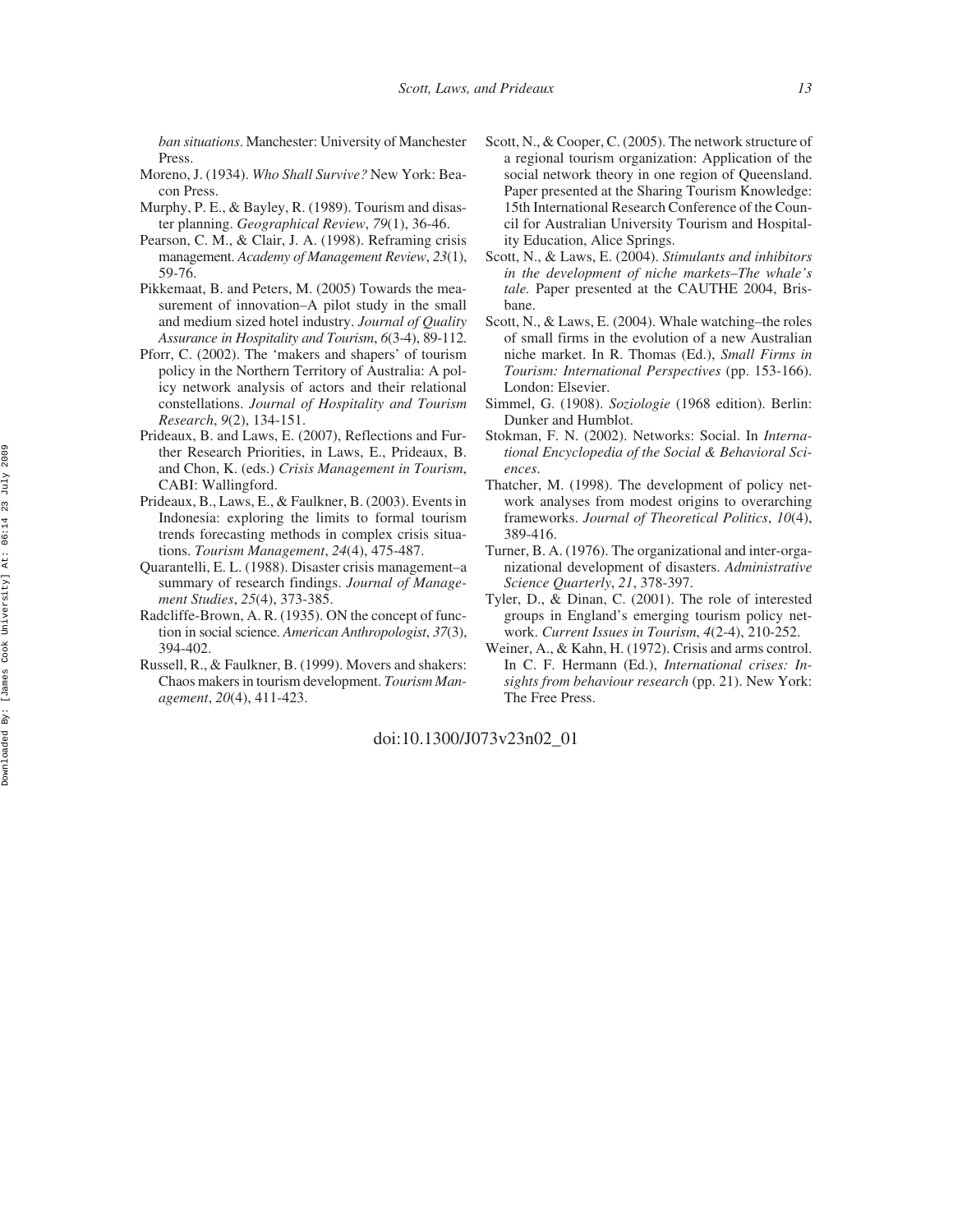*ban situations*. Manchester: University of Manchester Press.

Moreno, J. (1934). *Who Shall Survive?* New York: Beacon Press.

Murphy, P. E., & Bayley, R. (1989). Tourism and disaster planning. *Geographical Review*, *79*(1), 36-46.

Pearson, C. M., & Clair, J. A. (1998). Reframing crisis management. *Academy of Management Review*, *23*(1), 59-76.

Pikkemaat, B. and Peters, M. (2005) Towards the measurement of innovation–A pilot study in the small and medium sized hotel industry. *Journal of Quality Assurance in Hospitality and Tourism*, *6*(3-4), 89-112.

Pforr, C. (2002). The 'makers and shapers' of tourism policy in the Northern Territory of Australia: A policy network analysis of actors and their relational constellations. *Journal of Hospitality and Tourism Research*, *9*(2), 134-151.

Prideaux, B. and Laws, E. (2007), Reflections and Further Research Priorities, in Laws, E., Prideaux, B. and Chon, K. (eds.) *Crisis Management in Tourism*, CABI: Wallingford.

Prideaux, B., Laws, E., & Faulkner, B. (2003). Events in Indonesia: exploring the limits to formal tourism trends forecasting methods in complex crisis situations. *Tourism Management*, *24*(4), 475-487.

Quarantelli, E. L. (1988). Disaster crisis management–a summary of research findings. *Journal of Management Studies*, *25*(4), 373-385.

Radcliffe-Brown, A. R. (1935). ON the concept of function in social science. *American Anthropologist*, *37*(3), 394-402.

Russell, R., & Faulkner, B. (1999). Movers and shakers: Chaos makers in tourism development. *Tourism Management*, *20*(4), 411-423.

Scott, N., & Cooper, C. (2005). The network structure of a regional tourism organization: Application of the social network theory in one region of Queensland. Paper presented at the Sharing Tourism Knowledge: 15th International Research Conference of the Council for Australian University Tourism and Hospitality Education, Alice Springs.

Scott, N., & Laws, E. (2004). *Stimulants and inhibitors in the development of niche markets–The whale's tale.* Paper presented at the CAUTHE 2004, Brisbane.

Scott, N., & Laws, E. (2004). Whale watching–the roles of small firms in the evolution of a new Australian niche market. In R. Thomas (Ed.), *Small Firms in Tourism: International Perspectives* (pp. 153-166). London: Elsevier.

Simmel, G. (1908). *Soziologie* (1968 edition). Berlin: Dunker and Humblot.

Stokman, F. N. (2002). Networks: Social. In *International Encyclopedia of the Social & Behavioral Sciences*.

Thatcher, M. (1998). The development of policy network analyses from modest origins to overarching frameworks. *Journal of Theoretical Politics*, *10*(4), 389-416.

Turner, B. A. (1976). The organizational and inter-organizational development of disasters. *Administrative Science Quarterly*, *21*, 378-397.

Tyler, D., & Dinan, C. (2001). The role of interested groups in England's emerging tourism policy network. *Current Issues in Tourism*, *4*(2-4), 210-252.

Weiner, A., & Kahn, H. (1972). Crisis and arms control. In C. F. Hermann (Ed.), *International crises: Insights from behaviour research* (pp. 21). New York: The Free Press.

doi:10.1300/J073v23n02_01